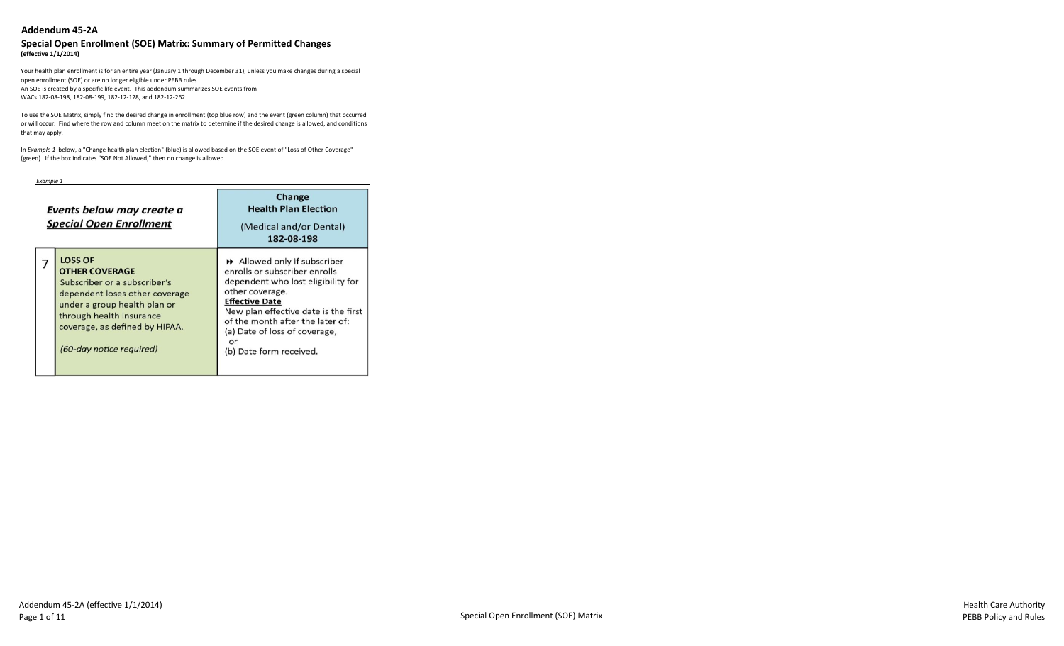## Addendum 45-2A

### Special Open Enrollment (SOE) Matrix: Summary of Permitted Changes

**(effective 1/1/2014)**

Your health plan enrollment is for an entire year (January 1 through December 31), unless you make changes during a special open enrollment (SOE) or are no longer eligible under PEBB rules.
An SOE is created by a specific life event. This addendum summarizes SOE events from WACs 182-08-198, 182-08-199, 182-12-128, and 182-12-262.

To use the SOE Matrix, simply find the desired change in enrollment (top blue row) and the event (green column) that occurred or will occur. Find where the row and column meet on the matrix to determine if the desired change is allowed, and conditions that may apply.

In *Example 1* below, a "Change health plan election" (blue) is allowed based on the SOE event of "Loss of Other Coverage" (green). If the box indicates "SOE Not Allowed," then no change is allowed.

*Example 1*

| | ***Events below may create a <u>Special Open Enrollment</u>*** | **Change Health Plan Election** (Medical and/or Dental) **182-08-198** |
|---|---|---|
| 7 | **LOSS OF OTHER COVERAGE** Subscriber or a subscriber's dependent loses other coverage under a group health plan or through health insurance coverage, as defined by HIPAA. *(60-day notice required)* | ⏩ Allowed only if subscriber enrolls or subscriber enrolls dependent who lost eligibility for other coverage. **<u>Effective Date</u>** New plan effective date is the first of the month after the later of: (a) Date of loss of coverage, or (b) Date form received. |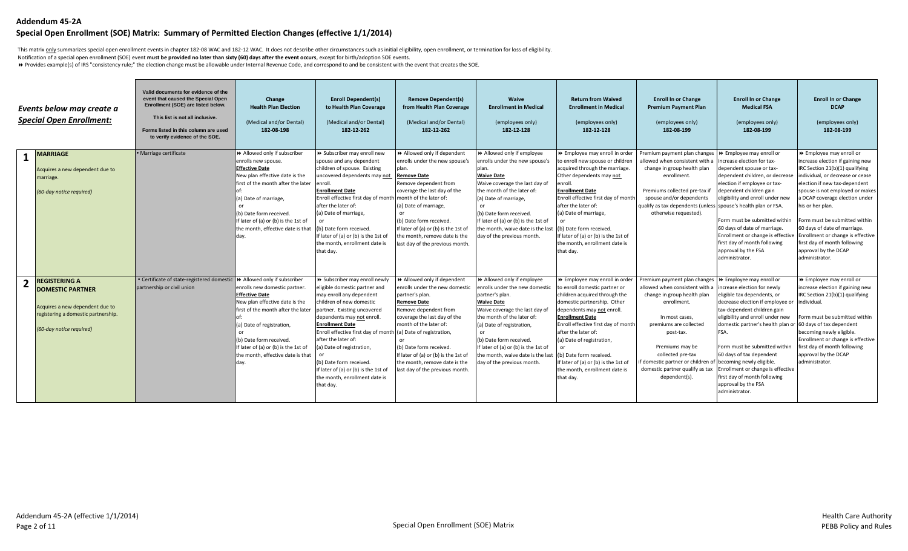# Addendum 45-2A

## Special Open Enrollment (SOE) Matrix: Summary of Permitted Election Changes (effective 1/1/2014)

This matrix only summarizes special open enrollment events in chapter 182-08 WAC and 182-12 WAC. It does not describe other circumstances such as initial eligibility, open enrollment, or termination for loss of eligibility.
Notification of a special open enrollment (SOE) event **must be provided no later than sixty (60) days after the event occurs**, except for birth/adoption SOE events.
⏩ Provides example(s) of IRS "consistency rule;" the election change must be allowable under Internal Revenue Code, and correspond to and be consistent with the event that creates the SOE.

| | *Events below may create a Special Open Enrollment:* | Valid documents for evidence of the event that caused the Special Open Enrollment (SOE) are listed below. This list is not all inclusive. Forms listed in this column are used to verify evidence of the SOE. | **Change Health Plan Election** (Medical and/or Dental) 182-08-198 | **Enroll Dependent(s) to Health Plan Coverage** (Medical and/or Dental) 182-12-262 | **Remove Dependent(s) from Health Plan Coverage** (Medical and/or Dental) 182-12-262 | **Waive Enrollment in Medical** (employees only) 182-12-128 | **Return from Waived Enrollment in Medical** (employees only) 182-12-128 | **Enroll In or Change Premium Payment Plan** (employees only) 182-08-199 | **Enroll In or Change Medical FSA** (employees only) 182-08-199 | **Enroll In or Change DCAP** (employees only) 182-08-199 |
|---|---|---|---|---|---|---|---|---|---|---|
| **1** | **MARRIAGE**<br><br>Acquires a new dependent due to marriage.<br><br>*(60-day notice required)* | • Marriage certificate | ⏩ Allowed only if subscriber enrolls new spouse.<br>**Effective Date**<br>New plan effective date is the first of the month after the later of:<br>(a) Date of marriage,<br>or<br>(b) Date form received.<br>If later of (a) or (b) is the 1st of the month, effective date is that day. | ⏩ Subscriber may enroll new spouse and any dependent children of spouse. Existing uncovered dependents may not enroll.<br>**Enrollment Date**<br>Enroll effective first day of month after the later of:<br>(a) Date of marriage,<br>or<br>(b) Date form received.<br>If later of (a) or (b) is the 1st of the month, enrollment date is that day. | ⏩ Allowed only if dependent enrolls under the new spouse's plan.<br>**Remove Date**<br>Remove dependent from coverage the last day of the month of the later of:<br>(a) Date of marriage,<br>or<br>(b) Date form received.<br>If later of (a) or (b) is the 1st of the month, remove date is the last day of the previous month. | ⏩ Allowed only if employee enrolls under the new spouse's plan.<br>**Waive Date**<br>Waive coverage the last day of the month of the later of:<br>(a) Date of marriage,<br>or<br>(b) Date form received.<br>If later of (a) or (b) is the 1st of the month, waive date is the last day of the previous month. | ⏩ Employee may enroll in order to enroll new spouse or children acquired through the marriage. Other dependents may not enroll.<br>**Enrollment Date**<br>Enroll effective first day of month after the later of:<br>(a) Date of marriage,<br>or<br>(b) Date form received.<br>If later of (a) or (b) is the 1st of the month, enrollment date is that day. | Premium payment plan changes allowed when consistent with a change in group health plan enrollment.<br><br>Premiums collected pre-tax if spouse and/or dependents qualify as tax dependents (unless otherwise requested). | ⏩ Employee may enroll or increase election for tax-dependent spouse or tax-dependent children, or decrease election if employee or tax-dependent children gain eligibility and enroll under new spouse's health plan or FSA.<br><br>Form must be submitted within 60 days of date of marriage.<br>Enrollment or change is effective first day of month following approval by the FSA administrator. | ⏩ Employee may enroll or increase election if gaining new IRC Section 21(b)(1) qualifying individual, or decrease or cease election if new tax-dependent spouse is not employed or makes a DCAP coverage election under his or her plan.<br><br>Form must be submitted within 60 days of date of marriage.<br>Enrollment or change is effective first day of month following approval by the DCAP administrator. |
| **2** | **REGISTERING A DOMESTIC PARTNER**<br><br>Acquires a new dependent due to registering a domestic partnership.<br><br>*(60-day notice required)* | • Certificate of state-registered domestic partnership or civil union | ⏩ Allowed only if subscriber enrolls new domestic partner.<br>**Effective Date**<br>New plan effective date is the first of the month after the later of:<br>(a) Date of registration,<br>or<br>(b) Date form received.<br>If later of (a) or (b) is the 1st of the month, effective date is that day. | ⏩ Subscriber may enroll newly eligible domestic partner and may enroll any dependent children of new domestic partner. Existing uncovered dependents may not enroll.<br>**Enrollment Date**<br>Enroll effective first day of month after the later of:<br>(a) Date of registration,<br>or<br>(b) Date form received.<br>If later of (a) or (b) is the 1st of the month, enrollment date is that day. | ⏩ Allowed only if dependent enrolls under the new domestic partner's plan.<br>**Remove Date**<br>Remove dependent from coverage the last day of the month of the later of:<br>(a) Date of registration,<br>or<br>(b) Date form received.<br>If later of (a) or (b) is the 1st of the month, remove date is the last day of the previous month. | ⏩ Allowed only if employee enrolls under the new domestic partner's plan.<br>**Waive Date**<br>Waive coverage the last day of the month of the later of:<br>(a) Date of registration,<br>or<br>(b) Date form received.<br>If later of (a) or (b) is the 1st of the month, waive date is the last day of the previous month. | ⏩ Employee may enroll in order to enroll domestic partner or children acquired through the domestic partnership. Other dependents may not enroll.<br>**Enrollment Date**<br>Enroll effective first day of month after the later of:<br>(a) Date of registration,<br>or<br>(b) Date form received.<br>If later of (a) or (b) is the 1st of the month, enrollment date is that day. | Premium payment plan changes allowed when consistent with a change in group health plan enrollment.<br><br>In most cases, premiums are collected post-tax.<br><br>Premiums may be collected pre-tax if domestic partner or children of domestic partner qualify as tax dependent(s). | ⏩ Employee may enroll or increase election for newly eligible tax dependents, or decrease election if employee or tax-dependent children gain eligibility and enroll under new domestic partner's health plan or FSA.<br><br>Form must be submitted within 60 days of tax dependent becoming newly eligible.<br>Enrollment or change is effective first day of month following approval by the FSA administrator. | ⏩ Employee may enroll or increase election if gaining new IRC Section 21(b)(1) qualifying individual.<br><br>Form must be submitted within 60 days of tax dependent becoming newly eligible.<br>Enrollment or change is effective first day of month following approval by the DCAP administrator. |

Addendum 45-2A (effective 1/1/2014)

Special Open Enrollment (SOE) Matrix

Health Care Authority
PEBB Policy and Rules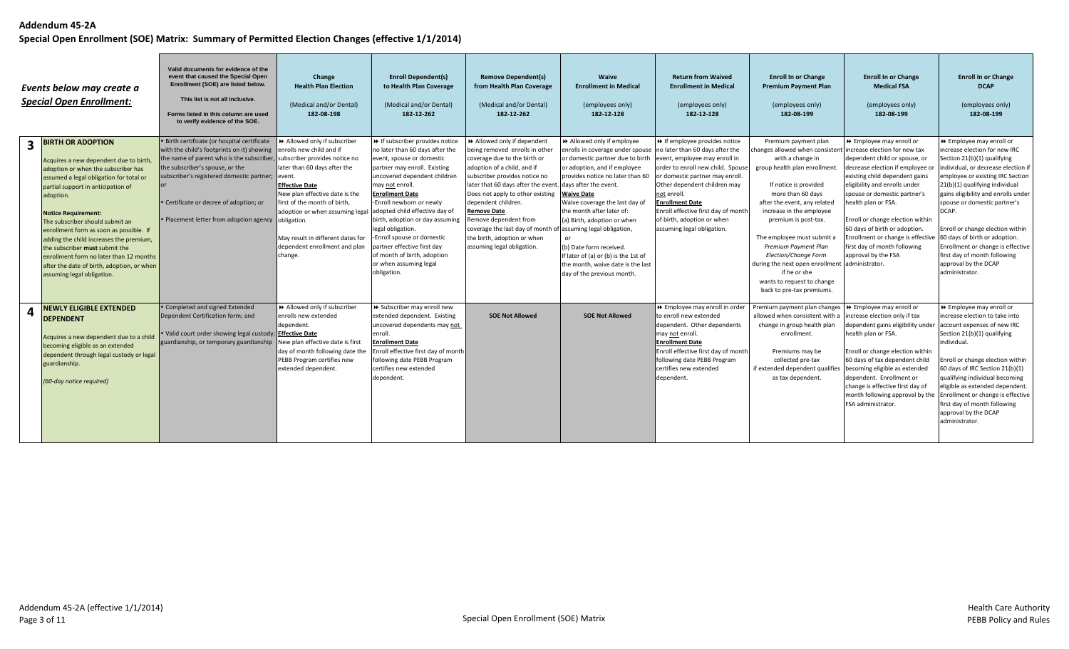**Addendum 45-2A**

**Special Open Enrollment (SOE) Matrix: Summary of Permitted Election Changes (effective 1/1/2014)**

| | *Events below may create a Special Open Enrollment:* | Valid documents for evidence of the event that caused the Special Open Enrollment (SOE) are listed below. This list is not all inclusive. Forms listed in this column are used to verify evidence of the SOE. | Change Health Plan Election (Medical and/or Dental) 182-08-198 | Enroll Dependent(s) to Health Plan Coverage (Medical and/or Dental) 182-12-262 | Remove Dependent(s) from Health Plan Coverage (Medical and/or Dental) 182-12-262 | Waive Enrollment in Medical (employees only) 182-12-128 | Return from Waived Enrollment in Medical (employees only) 182-12-128 | Enroll In or Change Premium Payment Plan (employees only) 182-08-199 | Enroll In or Change Medical FSA (employees only) 182-08-199 | Enroll In or Change DCAP (employees only) 182-08-199 |
|---|---|---|---|---|---|---|---|---|---|---|
| **3** | **BIRTH OR ADOPTION** Acquires a new dependent due to birth, adoption or when the subscriber has assumed a legal obligation for total or partial support in anticipation of adoption. **Notice Requirement:** The subscriber should submit an enrollment form as soon as possible. If adding the child increases the premium, the subscriber **must** submit the enrollment form no later than 12 months after the date of birth, adoption, or when assuming legal obligation. | • Birth certificate (or hospital certificate with the child's footprints on it) showing the name of parent who is the subscriber, the subscriber's spouse, or the subscriber's registered domestic partner; or • Certificate or decree of adoption; or • Placement letter from adoption agency | ➡ Allowed only if subscriber enrolls new child and if subscriber provides notice no later than 60 days after the event. **Effective Date** New plan effective date is the first of the month of birth, adoption or when assuming legal obligation. May result in different dates for dependent enrollment and plan change. | ➡ If subscriber provides notice no later than 60 days after the event, spouse or domestic partner may enroll. Existing uncovered dependent children may not enroll. **Enrollment Date** -Enroll newborn or newly adopted child effective day of birth, adoption or day assuming legal obligation. -Enroll spouse or domestic partner effective first day of month of birth, adoption or when assuming legal obligation. | ➡ Allowed only if dependent being removed enrolls in other coverage due to the birth or adoption of a child, and if subscriber provides notice no later that 60 days after the event. Does not apply to other existing dependent children. **Remove Date** Remove dependent from coverage the last day of month of the birth, adoption or when assuming legal obligation. | ➡ Allowed only if employee enrolls in coverage under spouse or domestic partner due to birth or adoption, and if employee provides notice no later than 60 days after the event. **Waive Date** Waive coverage the last day of the month after later of: (a) Birth, adoption or when assuming legal obligation, or (b) Date form received. If later of (a) or (b) is the 1st of the month, waive date is the last day of the previous month. | ➡ If employee provides notice no later than 60 days after the event, employee may enroll in order to enroll new child. Spouse or domestic partner may enroll. Other dependent children may not enroll. **Enrollment Date** Enroll effective first day of month of birth, adoption or when assuming legal obligation. | Premium payment plan changes allowed when consistent with a change in group health plan enrollment. If notice is provided more than 60 days after the event, any related increase in the employee premium is post-tax. The employee must submit a *Premium Payment Plan Election/Change Form* during the next open enrollment if he or she wants to request to change back to pre-tax premiums. | ➡ Employee may enroll or increase election for new tax dependent child or spouse, or decrease election if employee or existing child dependent gains eligibility and enrolls under spouse or domestic partner's health plan or FSA. Enroll or change election within 60 days of birth or adoption. Enrollment or change is effective first day of month following approval by the FSA administrator. | ➡ Employee may enroll or increase election for new IRC Section 21(b)(1) qualifying individual, or decrease election if employee or existing IRC Section 21(b)(1) qualifying individual gains eligibility and enrolls under spouse or domestic partner's DCAP. Enroll or change election within 60 days of birth or adoption. Enrollment or change is effective first day of month following approval by the DCAP administrator. |
| **4** | **NEWLY ELIGIBLE EXTENDED DEPENDENT** Acquires a new dependent due to a child becoming eligible as an extended dependent through legal custody or legal guardianship. *(60-day notice required)* | • Completed and signed Extended Dependent Certification form; and • Valid court order showing legal custody, guardianship, or temporary guardianship | ➡ Allowed only if subscriber enrolls new extended dependent. **Effective Date** New plan effective date is first day of month following date the PEBB Program certifies new extended dependent. | ➡ Subscriber may enroll new extended dependent. Existing uncovered dependents may not enroll. **Enrollment Date** Enroll effective first day of month following date PEBB Program certifies new extended dependent. | **SOE Not Allowed** | **SOE Not Allowed** | ➡ Employee may enroll in order to enroll new extended dependent. Other dependents may not enroll. **Enrollment Date** Enroll effective first day of month following date PEBB Program certifies new extended dependent. | Premium payment plan changes allowed when consistent with a change in group health plan enrollment. Premiums may be collected pre-tax if extended dependent qualifies as tax dependent. | ➡ Employee may enroll or increase election only if tax dependent gains eligibility under health plan or FSA. Enroll or change election within 60 days of tax dependent child becoming eligible as extended dependent. Enrollment or change is effective first day of month following approval by the FSA administrator. | ➡ Employee may enroll or increase election to take into account expenses of new IRC Section 21(b)(1) qualifying individual. Enroll or change election within 60 days of IRC Section 21(b)(1) qualifying individual becoming eligible as extended dependent. Enrollment or change is effective first day of month following approval by the DCAP administrator. |

Addendum 45-2A (effective 1/1/2014)

Special Open Enrollment (SOE) Matrix

Health Care Authority
PEBB Policy and Rules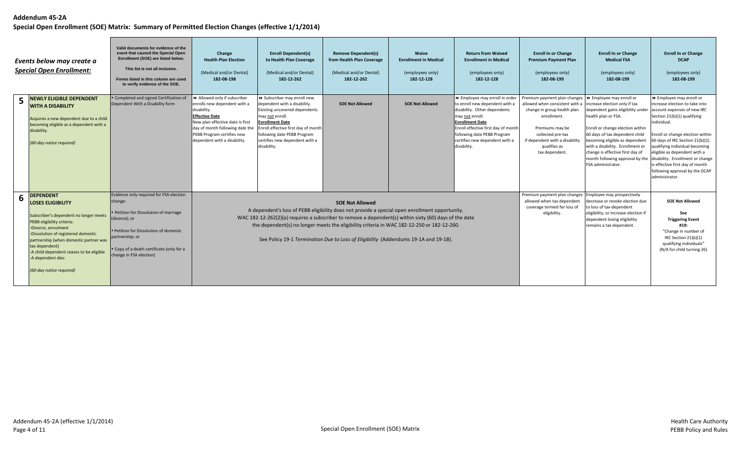# Addendum 45-2A

## Special Open Enrollment (SOE) Matrix: Summary of Permitted Election Changes (effective 1/1/2014)

| | *Events below may create a Special Open Enrollment:* | Valid documents for evidence of the event that caused the Special Open Enrollment (SOE) are listed below. This list is not all inclusive. Forms listed in this column are used to verify evidence of the SOE. | **Change Health Plan Election** (Medical and/or Dental) 182-08-198 | **Enroll Dependent(s) to Health Plan Coverage** (Medical and/or Dental) 182-12-262 | **Remove Dependent(s) from Health Plan Coverage** (Medical and/or Dental) 182-12-262 | **Waive Enrollment in Medical** (employees only) 182-12-128 | **Return from Waived Enrollment in Medical** (employees only) 182-12-128 | **Enroll In or Change Premium Payment Plan** (employees only) 182-08-199 | **Enroll In or Change Medical FSA** (employees only) 182-08-199 | **Enroll In or Change DCAP** (employees only) 182-08-199 |
|---|---|---|---|---|---|---|---|---|---|---|
| **5** | **NEWLY ELIGIBLE DEPENDENT WITH A DISABILITY** Acquires a new dependent due to a child becoming eligible as a dependent with a disability. *(60-day notice required)* | • Completed and signed Certification of Dependent With a Disability form | ▸▸ Allowed only if subscriber enrolls new dependent with a disability. **Effective Date** New plan effective date is first day of month following the date the PEBB Program certifies new dependent with a disability. | ▸▸ Subscriber may enroll new dependent with a disability. Existing uncovered dependents may not enroll. **Enrollment Date** Enroll effective first day of month following date PEBB Program certifies new dependent with a disability. | **SOE Not Allowed** | **SOE Not Allowed** | ▸▸ Employee may enroll in order to enroll new dependent with a disability. Other dependents may not enroll. **Enrollment Date** Enroll effective first day of month following date PEBB Program certifies new dependent with a disability. | Premium payment plan changes allowed when consistent with a change in group health plan enrollment. Premiums may be collected pre-tax if dependent with a disability qualifies as tax dependent. | ▸▸ Employee may enroll or increase election only if tax dependent gains eligibility under health plan or FSA. Enroll or change election within 60 days of tax dependent child becoming eligible as dependent with a disability. Enrollment or change is effective first day of month following approval by the FSA administrator. | ▸▸ Employee may enroll or increase election to take into account expenses of new IRC Section 21(b)(1) qualifying individual. Enroll or change election within 60 days of IRC Section 21(b)(1) qualifying individual becoming eligible as dependent with a disability. Enrollment or change is effective first day of month following approval by the DCAP administrator. |
| **6** | **DEPENDENT LOSES ELIGIBILITY** Subscriber's dependent no longer meets PEBB eligibility criteria: -Divorce, annulment -Dissolution of registered domestic partnership (when domestic partner was tax dependent) -A child dependent ceases to be eligible -A dependent dies *(60-day notice required)* | Evidence only required for FSA election change: • Petition for Dissolution of marriage (divorce); or • Petition for Dissolution of domestic partnership; or • Copy of a death certificate (only for a change in FSA election) | **SOE Not Allowed** A dependent's loss of PEBB eligibility does not provide a special open enrollment opportunity. WAC 182-12-262(2)(a) requires a subscriber to remove a dependent(s) within sixty (60) days of the date the dependent(s) no longer meets the eligibility criteria in WAC 182-12-250 or 182-12-260. See Policy 19-1 *Termination Due to Loss of Eligibility* (Addendums 19-1A and 19-1B). | | | | | Premium payment plan changes allowed when tax dependent coverage termed for loss of eligibility. | Employee may prospectively decrease or revoke election due to loss of tax-dependent eligibility; or increase election if dependent losing eligibility remains a tax dependent. | **SOE Not Allowed** **See Triggering Event #19:** "Change in number of IRC Section 21(b)(1) qualifying individuals" (N/A for child turning 26) |

Addendum 45-2A (effective 1/1/2014)

Special Open Enrollment (SOE) Matrix

Health Care Authority
PEBB Policy and Rules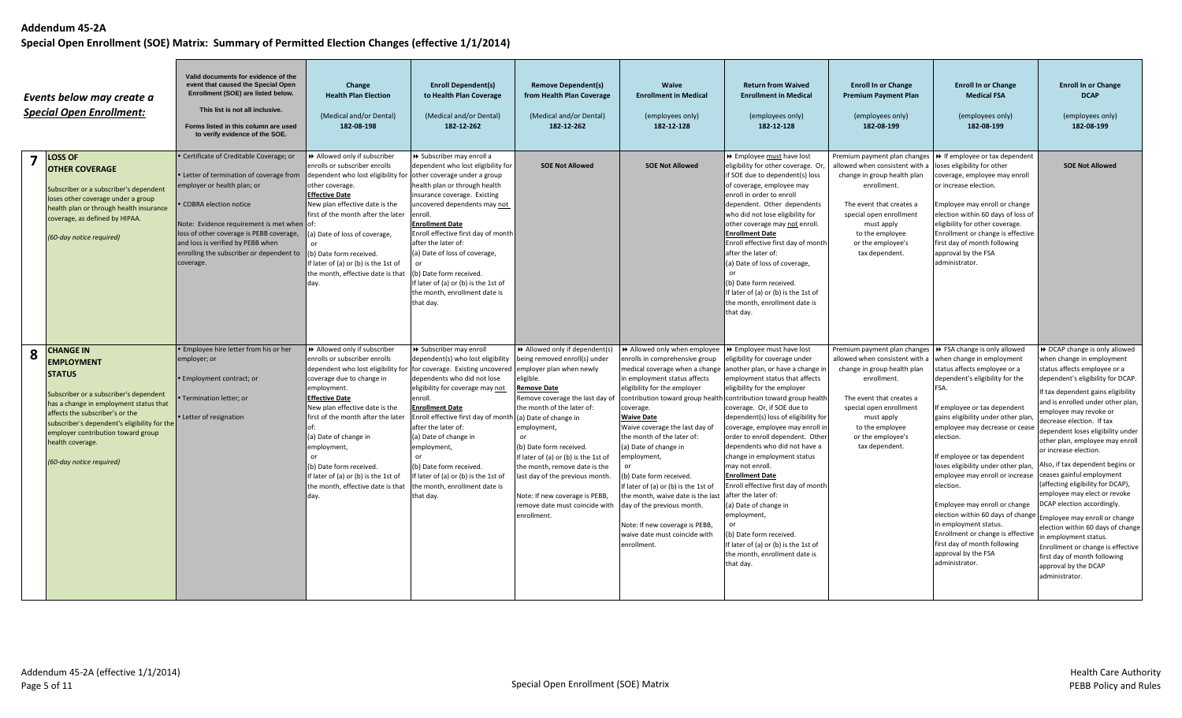# Addendum 45-2A

## Special Open Enrollment (SOE) Matrix: Summary of Permitted Election Changes (effective 1/1/2014)

| | ***Events below may create a Special Open Enrollment:*** | **Valid documents for evidence of the event that caused the Special Open Enrollment (SOE) are listed below.** This list is not all inclusive. Forms listed in this column are used to verify evidence of the SOE. | **Change Health Plan Election** (Medical and/or Dental) 182-08-198 | **Enroll Dependent(s) to Health Plan Coverage** (Medical and/or Dental) 182-12-262 | **Remove Dependent(s) from Health Plan Coverage** (Medical and/or Dental) 182-12-262 | **Waive Enrollment in Medical** (employees only) 182-12-128 | **Return from Waived Enrollment in Medical** (employees only) 182-12-128 | **Enroll In or Change Premium Payment Plan** (employees only) 182-08-199 | **Enroll In or Change Medical FSA** (employees only) 182-08-199 | **Enroll In or Change DCAP** (employees only) 182-08-199 |
|---|---|---|---|---|---|---|---|---|---|---|
| **7** | **LOSS OF OTHER COVERAGE**<br><br>Subscriber or a subscriber's dependent loses other coverage under a group health plan or through health insurance coverage, as defined by HIPAA.<br><br>*(60-day notice required)* | • Certificate of Creditable Coverage; or<br>• Letter of termination of coverage from employer or health plan; or<br>• COBRA election notice<br><br>Note: Evidence requirement is met when loss of other coverage is PEBB coverage, and loss is verified by PEBB when enrolling the subscriber or dependent to coverage. | ►► Allowed only if subscriber enrolls or subscriber enrolls dependent who lost eligibility for other coverage.<br>**Effective Date**<br>New plan effective date is the first of the month after the later of:<br>(a) Date of loss of coverage,<br>or<br>(b) Date form received.<br>If later of (a) or (b) is the 1st of the month, effective date is that day. | ►► Subscriber may enroll a dependent who lost eligibility for other coverage under a group health plan or through health insurance coverage. Existing uncovered dependents may not enroll.<br>**Enrollment Date**<br>Enroll effective first day of month after the later of:<br>(a) Date of loss of coverage,<br>or<br>(b) Date form received.<br>If later of (a) or (b) is the 1st of the month, enrollment date is that day. | **SOE Not Allowed** | **SOE Not Allowed** | ►► Employee must have lost eligibility for other coverage. Or, if SOE due to dependent(s) loss of coverage, employee may enroll in order to enroll dependent. Other dependents who did not lose eligibility for other coverage may not enroll.<br>**Enrollment Date**<br>Enroll effective first day of month after the later of:<br>(a) Date of loss of coverage,<br>or<br>(b) Date form received.<br>If later of (a) or (b) is the 1st of the month, enrollment date is that day. | Premium payment plan changes allowed when consistent with a change in group health plan enrollment.<br><br>The event that creates a special open enrollment must apply to the employee or the employee's tax dependent. | ►► If employee or tax dependent loses eligibility for other coverage, employee may enroll or increase election.<br><br>Employee may enroll or change election within 60 days of loss of eligibility for other coverage. Enrollment or change is effective first day of month following approval by the FSA administrator. | **SOE Not Allowed** |
| **8** | **CHANGE IN EMPLOYMENT STATUS**<br><br>Subscriber or a subscriber's dependent has a change in employment status that affects the subscriber's or the subscriber's dependent's eligibility for the employer contribution toward group health coverage.<br><br>*(60-day notice required)* | • Employee hire letter from his or her employer; or<br>• Employment contract; or<br>• Termination letter; or<br>• Letter of resignation | ►► Allowed only if subscriber enrolls or subscriber enrolls dependent who lost eligibility for coverage due to change in employment.<br>**Effective Date**<br>New plan effective date is the first of the month after the later of:<br>(a) Date of change in employment,<br>or<br>(b) Date form received.<br>If later of (a) or (b) is the 1st of the month, effective date is that day. | ►► Subscriber may enroll dependent(s) who lost eligibility for coverage. Existing uncovered dependents who did not lose eligibility for coverage may not enroll.<br>**Enrollment Date**<br>Enroll effective first day of month after the later of:<br>(a) Date of change in employment,<br>or<br>(b) Date form received.<br>If later of (a) or (b) is the 1st of the month, enrollment date is that day. | ►► Allowed only if dependent(s) being removed enroll(s) under employer plan when newly eligible.<br>**Remove Date**<br>Remove coverage the last day of the month of the later of:<br>(a) Date of change in employment,<br>or<br>(b) Date form received.<br>If later of (a) or (b) is the 1st of the month, remove date is the last day of the previous month.<br><br>Note: If new coverage is PEBB, remove date must coincide with enrollment. | ►► Allowed only when employee enrolls in comprehensive group medical coverage when a change in employment status affects eligibility for the employer contribution toward group health coverage.<br>**Waive Date**<br>Waive coverage the last day of the month of the later of:<br>(a) Date of change in employment,<br>or<br>(b) Date form received.<br>If later of (a) or (b) is the 1st of the month, waive date is the last day of the previous month.<br><br>Note: If new coverage is PEBB, waive date must coincide with enrollment. | ►► Employee must have lost eligibility for coverage under another plan, or have a change in employment status that affects eligibility for the employer contribution toward group health coverage. Or, if SOE due to dependent(s) loss of eligibility for coverage, employee may enroll in order to enroll dependent. Other dependents who did not have a change in employment status may not enroll.<br>**Enrollment Date**<br>Enroll effective first day of month after the later of:<br>(a) Date of change in employment,<br>or<br>(b) Date form received.<br>If later of (a) or (b) is the 1st of the month, enrollment date is that day. | Premium payment plan changes allowed when consistent with a change in group health plan enrollment.<br><br>The event that creates a special open enrollment must apply to the employee or the employee's tax dependent. | ►► FSA change is only allowed when change in employment status affects employee or a dependent's eligibility for the FSA.<br><br>If employee or tax dependent gains eligibility under other plan, employee may decrease or cease election.<br><br>If employee or tax dependent loses eligibility under other plan, employee may enroll or increase election.<br><br>Employee may enroll or change election within 60 days of change in employment status. Enrollment or change is effective first day of month following approval by the FSA administrator. | ►► DCAP change is only allowed when change in employment status affects employee or a dependent's eligibility for DCAP.<br><br>If tax dependent gains eligibility and is enrolled under other plan, employee may revoke or decrease election. If tax dependent loses eligibility under other plan, employee may enroll or increase election.<br><br>Also, if tax dependent begins or ceases gainful employment (affecting eligibility for DCAP), employee may elect or revoke DCAP election accordingly.<br><br>Employee may enroll or change election within 60 days of change in employment status. Enrollment or change is effective first day of month following approval by the DCAP administrator. |

Addendum 45-2A (effective 1/1/2014)

Special Open Enrollment (SOE) Matrix

Health Care Authority
PEBB Policy and Rules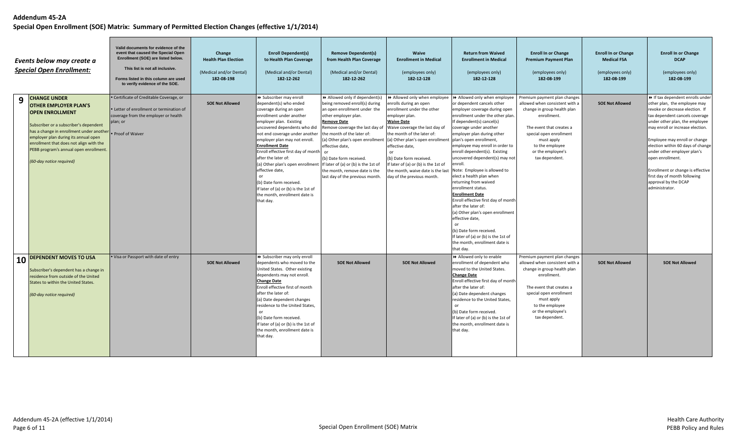# Addendum 45-2A

## Special Open Enrollment (SOE) Matrix: Summary of Permitted Election Changes (effective 1/1/2014)

| | Events below may create a *Special Open Enrollment:* | Valid documents for evidence of the event that caused the Special Open Enrollment (SOE) are listed below. This list is not all inclusive. Forms listed in this column are used to verify evidence of the SOE. | Change Health Plan Election (Medical and/or Dental) 182-08-198 | Enroll Dependent(s) to Health Plan Coverage (Medical and/or Dental) 182-12-262 | Remove Dependent(s) from Health Plan Coverage (Medical and/or Dental) 182-12-262 | Waive Enrollment in Medical (employees only) 182-12-128 | Return from Waived Enrollment in Medical (employees only) 182-12-128 | Enroll In or Change Premium Payment Plan (employees only) 182-08-199 | Enroll In or Change Medical FSA (employees only) 182-08-199 | Enroll In or Change DCAP (employees only) 182-08-199 |
|---|---|---|---|---|---|---|---|---|---|---|
| 9 | **CHANGE UNDER OTHER EMPLOYER PLAN'S OPEN ENROLLMENT** Subscriber or a subscriber's dependent has a change in enrollment under another employer plan during its annual open enrollment that does not align with the PEBB program's annual open enrollment. *(60-day notice required)* | • Certificate of Creditable Coverage, or • Letter of enrollment or termination of coverage from the employer or health plan; or • Proof of Waiver | **SOE Not Allowed** | ►► Subscriber may enroll dependent(s) who ended coverage during an open enrollment under another employer plan. Existing uncovered dependents who did not end coverage under another employer plan may not enroll. **Enrollment Date** Enroll effective first day of month after the later of: (a) Other plan's open enrollment effective date, or (b) Date form received. If later of (a) or (b) is the 1st of the month, enrollment date is that day. | ►► Allowed only if dependent(s) being removed enroll(s) during an open enrollment under the other employer plan. **Remove Date** Remove coverage the last day of the month of the later of: (a) Other plan's open enrollment effective date, or (b) Date form received. If later of (a) or (b) is the 1st of the month, remove date is the last day of the previous month. | ►► Allowed only when employee enrolls during an open enrollment under the other employer plan. **Waive Date** Waive coverage the last day of the month of the later of: (a) Other plan's open enrollment effective date, or (b) Date form received. If later of (a) or (b) is the 1st of the month, waive date is the last day of the previous month. | ►► Allowed only when employee or dependent cancels other employer coverage during open enrollment under the other plan. If dependent(s) cancel(s) coverage under another employer plan during other plan's open enrollment, employee may enroll in order to enroll dependent(s). Existing uncovered dependent(s) may not enroll. Note: Employee is allowed to elect a health plan when returning from waived enrollment status. **Enrollment Date** Enroll effective first day of month after the later of: (a) Other plan's open enrollment effective date, or (b) Date form received. If later of (a) or (b) is the 1st of the month, enrollment date is that day. | Premium payment plan changes allowed when consistent with a change in group health plan enrollment. The event that creates a special open enrollment must apply to the employee or the employee's tax dependent. | **SOE Not Allowed** | ►► If tax dependent enrolls under other plan, the employee may revoke or decrease election. If tax dependent cancels coverage under other plan, the employee may enroll or increase election. Employee may enroll or change election within 60 days of change under other employer plan's open enrollment. Enrollment or change is effective first day of month following approval by the DCAP administrator. |
| 10 | **DEPENDENT MOVES TO USA** Subscriber's dependent has a change in residence from outside of the United States to within the United States. *(60-day notice required)* | • Visa or Passport with date of entry | **SOE Not Allowed** | ►► Subscriber may only enroll dependents who moved to the United States. Other existing dependents may not enroll. **Change Date** Enroll effective first of month after the later of: (a) Date dependent changes residence to the United States, or (b) Date form received. If later of (a) or (b) is the 1st of the month, enrollment date is that day. | **SOE Not Allowed** | **SOE Not Allowed** | ►► Allowed only to enable enrollment of dependent who moved to the United States. **Change Date** Enroll effective first day of month after the later of: (a) Date dependent changes residence to the United States, or (b) Date form received. If later of (a) or (b) is the 1st of the month, enrollment date is that day. | Premium payment plan changes allowed when consistent with a change in group health plan enrollment. The event that creates a special open enrollment must apply to the employee or the employee's tax dependent. | **SOE Not Allowed** | **SOE Not Allowed** |

Addendum 45-2A (effective 1/1/2014)

Special Open Enrollment (SOE) Matrix

Health Care Authority
PEBB Policy and Rules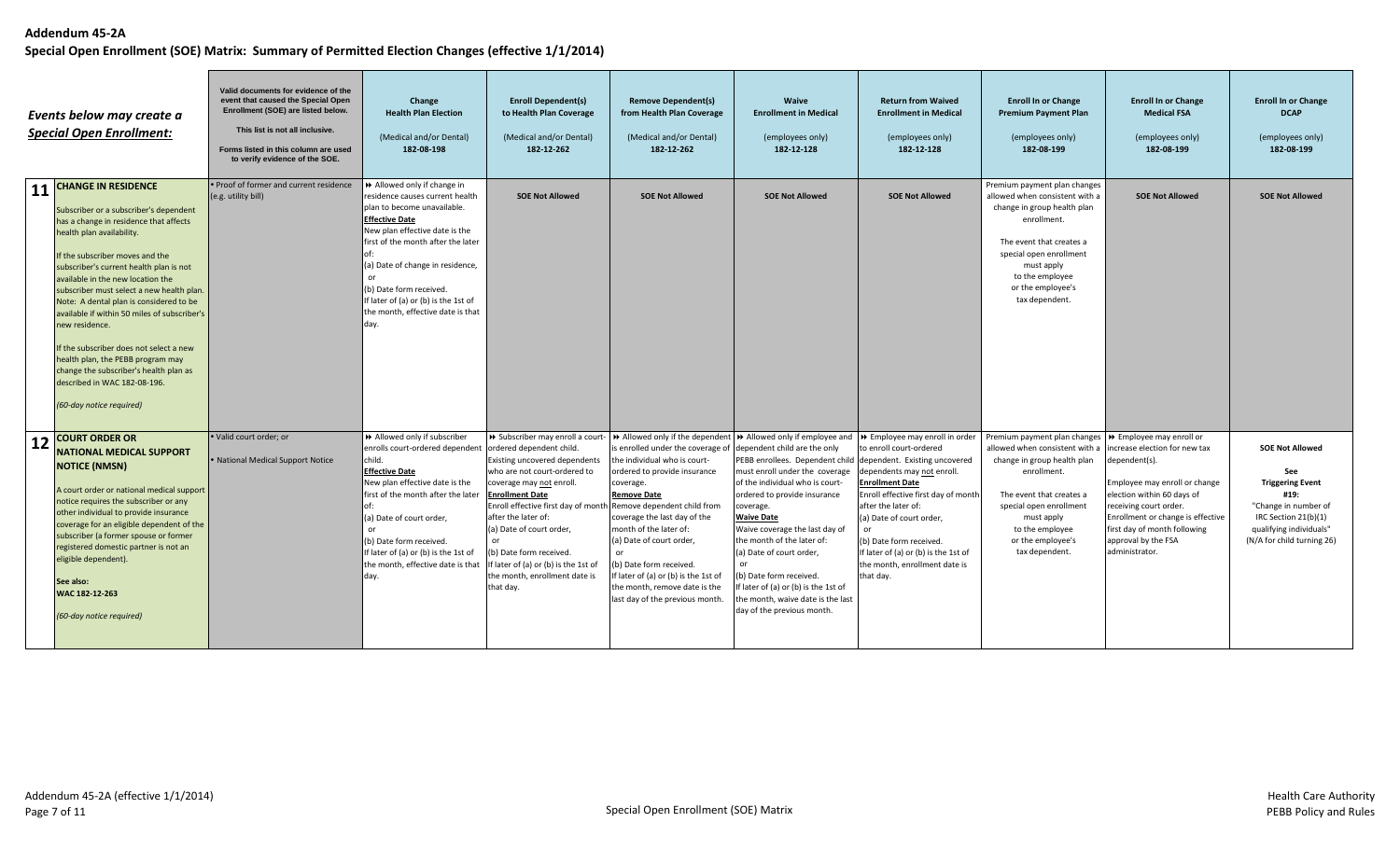# Addendum 45-2A

## Special Open Enrollment (SOE) Matrix: Summary of Permitted Election Changes (effective 1/1/2014)

| | *Events below may create a Special Open Enrollment:* | Valid documents for evidence of the event that caused the Special Open Enrollment (SOE) are listed below. This list is not all inclusive. Forms listed in this column are used to verify evidence of the SOE. | Change Health Plan Election (Medical and/or Dental) 182-08-198 | Enroll Dependent(s) to Health Plan Coverage (Medical and/or Dental) 182-12-262 | Remove Dependent(s) from Health Plan Coverage (Medical and/or Dental) 182-12-262 | Waive Enrollment in Medical (employees only) 182-12-128 | Return from Waived Enrollment in Medical (employees only) 182-12-128 | Enroll In or Change Premium Payment Plan (employees only) 182-08-199 | Enroll In or Change Medical FSA (employees only) 182-08-199 | Enroll In or Change DCAP (employees only) 182-08-199 |
|---|---|---|---|---|---|---|---|---|---|---|
| 11 | **CHANGE IN RESIDENCE**<br><br>Subscriber or a subscriber's dependent has a change in residence that affects health plan availability.<br><br>If the subscriber moves and the subscriber's current health plan is not available in the new location the subscriber must select a new health plan. Note: A dental plan is considered to be available if within 50 miles of subscriber's new residence.<br><br>If the subscriber does not select a new health plan, the PEBB program may change the subscriber's health plan as described in WAC 182-08-196.<br><br>*(60-day notice required)* | • Proof of former and current residence (e.g. utility bill) | ➡ Allowed only if change in residence causes current health plan to become unavailable.<br>**Effective Date**<br>New plan effective date is the first of the month after the later of:<br>(a) Date of change in residence,<br>or<br>(b) Date form received.<br>If later of (a) or (b) is the 1st of the month, effective date is that day. | **SOE Not Allowed** | **SOE Not Allowed** | **SOE Not Allowed** | **SOE Not Allowed** | Premium payment plan changes allowed when consistent with a change in group health plan enrollment.<br><br>The event that creates a special open enrollment must apply to the employee or the employee's tax dependent. | **SOE Not Allowed** | **SOE Not Allowed** |
| 12 | **COURT ORDER OR NATIONAL MEDICAL SUPPORT NOTICE (NMSN)**<br><br>A court order or national medical support notice requires the subscriber or any other individual to provide insurance coverage for an eligible dependent of the subscriber (a former spouse or former registered domestic partner is not an eligible dependent).<br><br>**See also:**<br>**WAC 182-12-263**<br><br>*(60-day notice required)* | • Valid court order; or<br><br>• National Medical Support Notice | ➡ Allowed only if subscriber enrolls court-ordered dependent child.<br>**Effective Date**<br>New plan effective date is the first of the month after the later of:<br>(a) Date of court order,<br>or<br>(b) Date form received.<br>If later of (a) or (b) is the 1st of the month, effective date is that day. | ➡ Subscriber may enroll a court-ordered dependent child. Existing uncovered dependents who are not court-ordered to coverage may not enroll.<br>**Enrollment Date**<br>Enroll effective first day of month after the later of:<br>(a) Date of court order,<br>or<br>(b) Date form received.<br>If later of (a) or (b) is the 1st of the month, enrollment date is that day. | ➡ Allowed only if the dependent is enrolled under the coverage of the individual who is court-ordered to provide insurance coverage.<br>**Remove Date**<br>Remove dependent child from coverage the last day of the month of the later of:<br>(a) Date of court order,<br>or<br>(b) Date form received.<br>If later of (a) or (b) is the 1st of the month, remove date is the last day of the previous month. | ➡ Allowed only if employee and dependent child are the only PEBB enrollees. Dependent child must enroll under the coverage of the individual who is court-ordered to provide insurance coverage.<br>**Waive Date**<br>Waive coverage the last day of the month of the later of:<br>(a) Date of court order,<br>or<br>(b) Date form received.<br>If later of (a) or (b) is the 1st of the month, waive date is the last day of the previous month. | ➡ Employee may enroll in order to enroll court-ordered dependent. Existing uncovered dependents may not enroll.<br>**Enrollment Date**<br>Enroll effective first day of month after the later of:<br>(a) Date of court order,<br>or<br>(b) Date form received.<br>If later of (a) or (b) is the 1st of the month, enrollment date is that day. | Premium payment plan changes allowed when consistent with a change in group health plan enrollment.<br><br>The event that creates a special open enrollment must apply to the employee or the employee's tax dependent. | ➡ Employee may enroll or increase election for new tax dependent(s).<br><br>Employee may enroll or change election within 60 days of receiving court order. Enrollment or change is effective first day of month following approval by the FSA administrator. | **SOE Not Allowed**<br><br>**See Triggering Event #19:** "Change in number of IRC Section 21(b)(1) qualifying individuals" (N/A for child turning 26) |

Addendum 45-2A (effective 1/1/2014) — Special Open Enrollment (SOE) Matrix — Health Care Authority PEBB Policy and Rules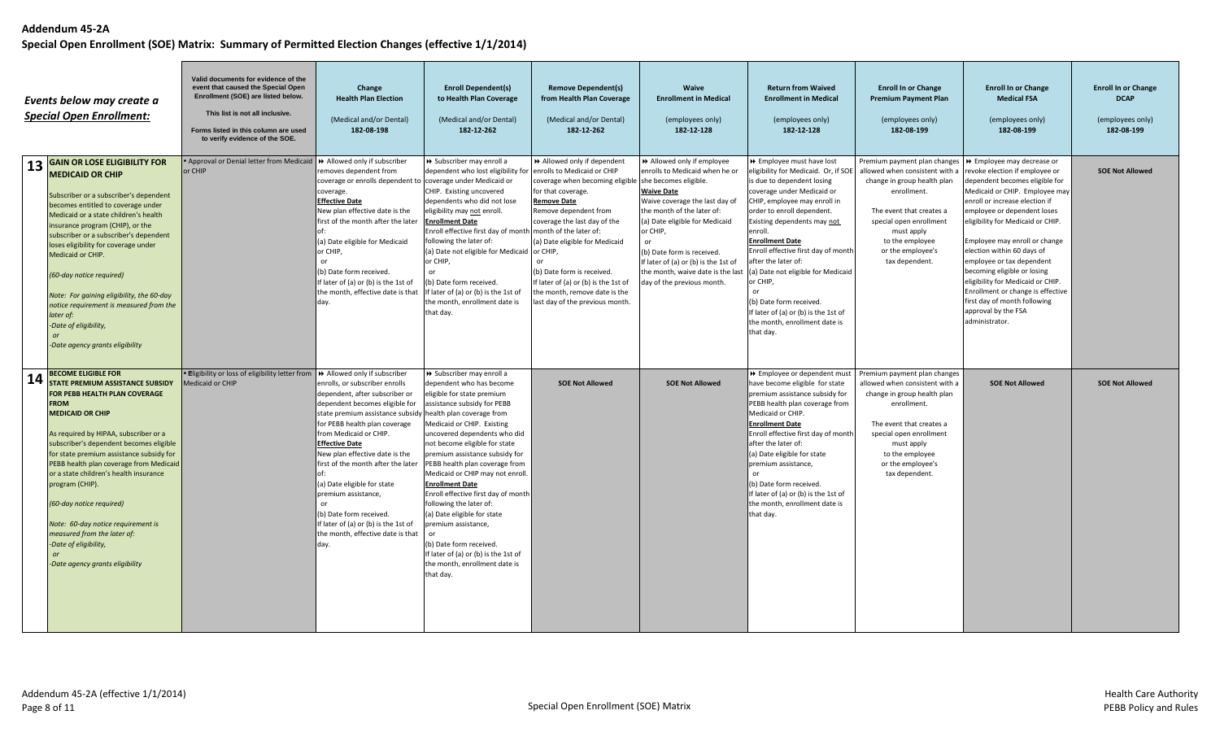**Addendum 45-2A**

**Special Open Enrollment (SOE) Matrix: Summary of Permitted Election Changes (effective 1/1/2014)**

| | *Events below may create a Special Open Enrollment:* | Valid documents for evidence of the event that caused the Special Open Enrollment (SOE) are listed below. This list is not all inclusive. Forms listed in this column are used to verify evidence of the SOE. | Change Health Plan Election (Medical and/or Dental) 182-08-198 | Enroll Dependent(s) to Health Plan Coverage (Medical and/or Dental) 182-12-262 | Remove Dependent(s) from Health Plan Coverage (Medical and/or Dental) 182-12-262 | Waive Enrollment in Medical (employees only) 182-12-128 | Return from Waived Enrollment in Medical (employees only) 182-12-128 | Enroll In or Change Premium Payment Plan (employees only) 182-08-199 | Enroll In or Change Medical FSA (employees only) 182-08-199 | Enroll In or Change DCAP (employees only) 182-08-199 |
|---|---|---|---|---|---|---|---|---|---|---|
| 13 | **GAIN OR LOSE ELIGIBILITY FOR MEDICAID OR CHIP**<br><br>Subscriber or a subscriber's dependent becomes entitled to coverage under Medicaid or a state children's health insurance program (CHIP), or the subscriber or a subscriber's dependent loses eligibility for coverage under Medicaid or CHIP.<br><br>*(60-day notice required)*<br><br>*Note: For gaining eligibility, the 60-day notice requirement is measured from the later of:*<br>*-Date of eligibility,*<br>*or*<br>*-Date agency grants eligibility* | • Approval or Denial letter from Medicaid or CHIP | ►► Allowed only if subscriber removes dependent from coverage or enrolls dependent to coverage.<br>**Effective Date**<br>New plan effective date is the first of the month after the later of:<br>(a) Date eligible for Medicaid or CHIP,<br>or<br>(b) Date form received.<br>If later of (a) or (b) is the 1st of the month, effective date is that day. | ►► Subscriber may enroll a dependent who lost eligibility for coverage under Medicaid or CHIP. Existing uncovered dependents who did not lose eligibility may not enroll.<br>**Enrollment Date**<br>Enroll effective first day of month following the later of:<br>(a) Date not eligible for Medicaid or CHIP,<br>or<br>(b) Date form received.<br>If later of (a) or (b) is the 1st of the month, enrollment date is that day. | ►► Allowed only if dependent enrolls to Medicaid or CHIP coverage when becoming eligible for that coverage.<br>**Remove Date**<br>Remove dependent from coverage the last day of the month of the later of:<br>(a) Date eligible for Medicaid or CHIP,<br>or<br>(b) Date form is received.<br>If later of (a) or (b) is the 1st of the month, remove date is the last day of the previous month. | ►► Allowed only if employee enrolls to Medicaid when he or she becomes eligible.<br>**Waive Date**<br>Waive coverage the last day of the month of the later of:<br>(a) Date eligible for Medicaid or CHIP,<br>or<br>(b) Date form is received.<br>If later of (a) or (b) is the 1st of the month, waive date is the last day of the previous month. | ►► Employee must have lost eligibility for Medicaid. Or, if SOE is due to dependent losing coverage under Medicaid or CHIP, employee may enroll in order to enroll dependent. Existing dependents may not enroll.<br>**Enrollment Date**<br>Enroll effective first day of month after the later of:<br>(a) Date not eligible for Medicaid or CHIP,<br>or<br>(b) Date form received.<br>If later of (a) or (b) is the 1st of the month, enrollment date is that day. | Premium payment plan changes allowed when consistent with a change in group health plan enrollment.<br><br>The event that creates a special open enrollment must apply to the employee or the employee's tax dependent. | ►► Employee may decrease or revoke election if employee or dependent becomes eligible for Medicaid or CHIP. Employee may enroll or increase election if employee or dependent loses eligibility for Medicaid or CHIP.<br><br>Employee may enroll or change election within 60 days of employee or tax dependent becoming eligible or losing eligibility for Medicaid or CHIP. Enrollment or change is effective first day of month following approval by the FSA administrator. | **SOE Not Allowed** |
| 14 | **BECOME ELIGIBLE FOR STATE PREMIUM ASSISTANCE SUBSIDY FOR PEBB HEALTH PLAN COVERAGE FROM MEDICAID OR CHIP**<br><br>As required by HIPAA, subscriber or a subscriber's dependent becomes eligible for state premium assistance subsidy for PEBB health plan coverage from Medicaid or a state children's health insurance program (CHIP).<br><br>*(60-day notice required)*<br><br>*Note: 60-day notice requirement is measured from the later of:*<br>*-Date of eligibility,*<br>*or*<br>*-Date agency grants eligibility* | • Eligibility or loss of eligibility letter from Medicaid or CHIP | ►► Allowed only if subscriber enrolls, or subscriber enrolls dependent, after subscriber or dependent becomes eligible for state premium assistance subsidy for PEBB health plan coverage from Medicaid or CHIP.<br>**Effective Date**<br>New plan effective date is the first of the month after the later of:<br>(a) Date eligible for state premium assistance,<br>or<br>(b) Date form received.<br>If later of (a) or (b) is the 1st of the month, effective date is that day. | ►► Subscriber may enroll a dependent who has become eligible for state premium assistance subsidy for PEBB health plan coverage from Medicaid or CHIP. Existing uncovered dependents who did not become eligible for state premium assistance subsidy for PEBB health plan coverage from Medicaid or CHIP may not enroll.<br>**Enrollment Date**<br>Enroll effective first day of month following the later of:<br>(a) Date eligible for state premium assistance,<br>or<br>(b) Date form received.<br>If later of (a) or (b) is the 1st of the month, enrollment date is that day. | **SOE Not Allowed** | **SOE Not Allowed** | ►► Employee or dependent must have become eligible for state premium assistance subsidy for PEBB health plan coverage from Medicaid or CHIP.<br>**Enrollment Date**<br>Enroll effective first day of month after the later of:<br>(a) Date eligible for state premium assistance,<br>or<br>(b) Date form received.<br>If later of (a) or (b) is the 1st of the month, enrollment date is that day. | Premium payment plan changes allowed when consistent with a change in group health plan enrollment.<br><br>The event that creates a special open enrollment must apply to the employee or the employee's tax dependent. | **SOE Not Allowed** | **SOE Not Allowed** |

Addendum 45-2A (effective 1/1/2014)

Special Open Enrollment (SOE) Matrix

Health Care Authority
PEBB Policy and Rules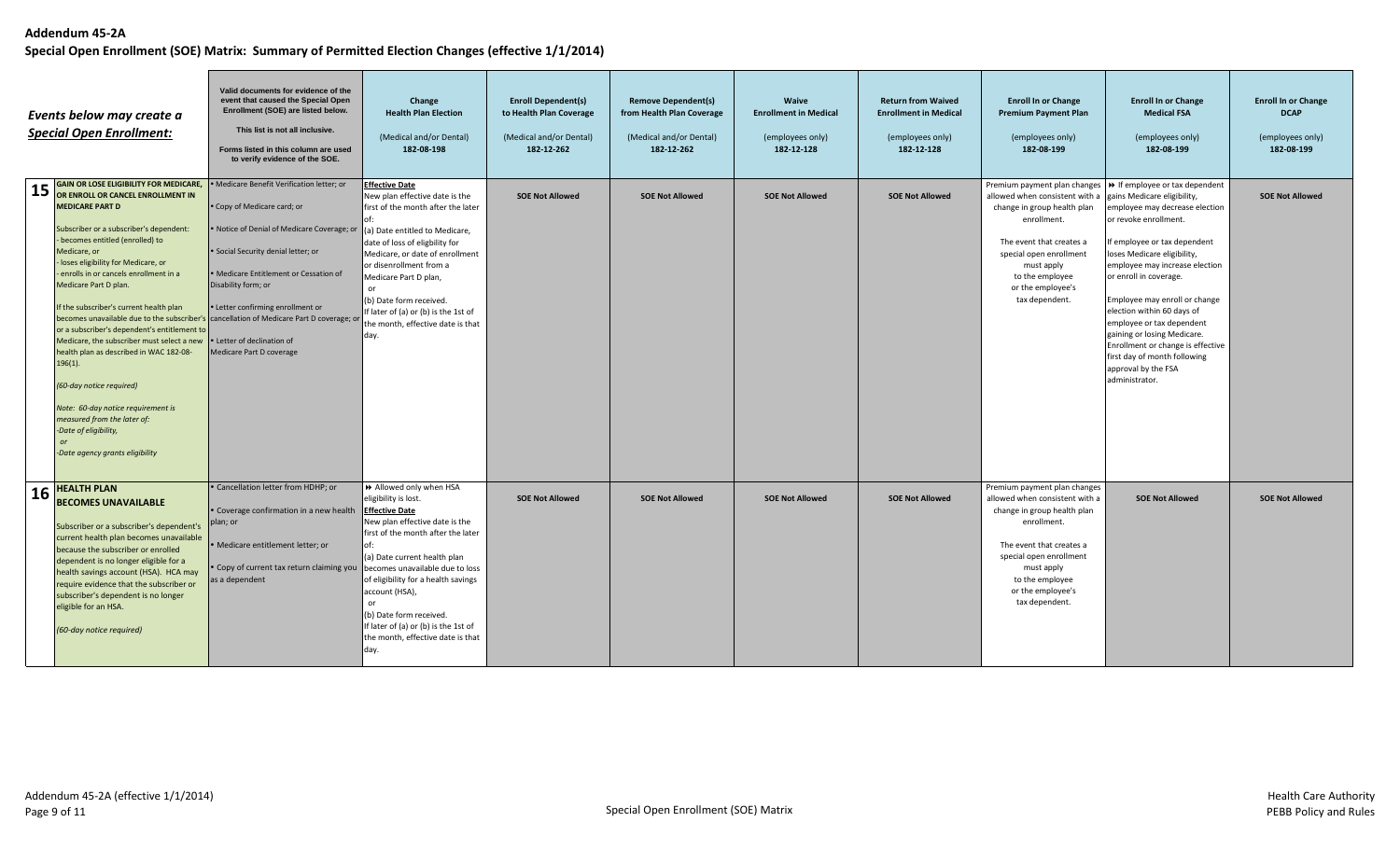**Addendum 45-2A**

**Special Open Enrollment (SOE) Matrix: Summary of Permitted Election Changes (effective 1/1/2014)**

| | *Events below may create a Special Open Enrollment:* | **Valid documents for evidence of the event that caused the Special Open Enrollment (SOE) are listed below.** This list is not all inclusive. Forms listed in this column are used to verify evidence of the SOE. | **Change Health Plan Election** (Medical and/or Dental) 182-08-198 | **Enroll Dependent(s) to Health Plan Coverage** (Medical and/or Dental) 182-12-262 | **Remove Dependent(s) from Health Plan Coverage** (Medical and/or Dental) 182-12-262 | **Waive Enrollment in Medical** (employees only) 182-12-128 | **Return from Waived Enrollment in Medical** (employees only) 182-12-128 | **Enroll In or Change Premium Payment Plan** (employees only) 182-08-199 | **Enroll In or Change Medical FSA** (employees only) 182-08-199 | **Enroll In or Change DCAP** (employees only) 182-08-199 |
|---|---|---|---|---|---|---|---|---|---|---|
| **15** | **GAIN OR LOSE ELIGIBILITY FOR MEDICARE, OR ENROLL OR CANCEL ENROLLMENT IN MEDICARE PART D** Subscriber or a subscriber's dependent: - becomes entitled (enrolled) to Medicare, or - loses eligibility for Medicare, or - enrolls in or cancels enrollment in a Medicare Part D plan. If the subscriber's current health plan becomes unavailable due to the subscriber's or a subscriber's dependent's entitlement to Medicare, the subscriber must select a new health plan as described in WAC 182-08-196(1). *(60-day notice required)* *Note: 60-day notice requirement is measured from the later of: -Date of eligibility, or -Date agency grants eligibility* | • Medicare Benefit Verification letter; or • Copy of Medicare card; or • Notice of Denial of Medicare Coverage; or • Social Security denial letter; or • Medicare Entitlement or Cessation of Disability form; or • Letter confirming enrollment or cancellation of Medicare Part D coverage; or • Letter of declination of Medicare Part D coverage | **Effective Date** New plan effective date is the first of the month after the later of: (a) Date entitled to Medicare, date of loss of eligibility for Medicare, or date of enrollment or disenrollment from a Medicare Part D plan, or (b) Date form received. If later of (a) or (b) is the 1st of the month, effective date is that day. | **SOE Not Allowed** | **SOE Not Allowed** | **SOE Not Allowed** | **SOE Not Allowed** | Premium payment plan changes allowed when consistent with a change in group health plan enrollment. The event that creates a special open enrollment must apply to the employee or the employee's tax dependent. | ➧ If employee or tax dependent gains Medicare eligibility, employee may decrease election or revoke enrollment. If employee or tax dependent loses Medicare eligibility, employee may increase election or enroll in coverage. Employee may enroll or change election within 60 days of employee or tax dependent gaining or losing Medicare. Enrollment or change is effective first day of month following approval by the FSA administrator. | **SOE Not Allowed** |
| **16** | **HEALTH PLAN BECOMES UNAVAILABLE** Subscriber or a subscriber's dependent's current health plan becomes unavailable because the subscriber or enrolled dependent is no longer eligible for a health savings account (HSA). HCA may require evidence that the subscriber or subscriber's dependent is no longer eligible for an HSA. *(60-day notice required)* | • Cancellation letter from HDHP; or • Coverage confirmation in a new health plan; or • Medicare entitlement letter; or • Copy of current tax return claiming you as a dependent | ➧ Allowed only when HSA eligibility is lost. **Effective Date** New plan effective date is the first of the month after the later of: (a) Date current health plan becomes unavailable due to loss of eligibility for a health savings account (HSA), or (b) Date form received. If later of (a) or (b) is the 1st of the month, effective date is that day. | **SOE Not Allowed** | **SOE Not Allowed** | **SOE Not Allowed** | **SOE Not Allowed** | Premium payment plan changes allowed when consistent with a change in group health plan enrollment. The event that creates a special open enrollment must apply to the employee or the employee's tax dependent. | **SOE Not Allowed** | **SOE Not Allowed** |

Addendum 45-2A (effective 1/1/2014)

Special Open Enrollment (SOE) Matrix

Health Care Authority
PEBB Policy and Rules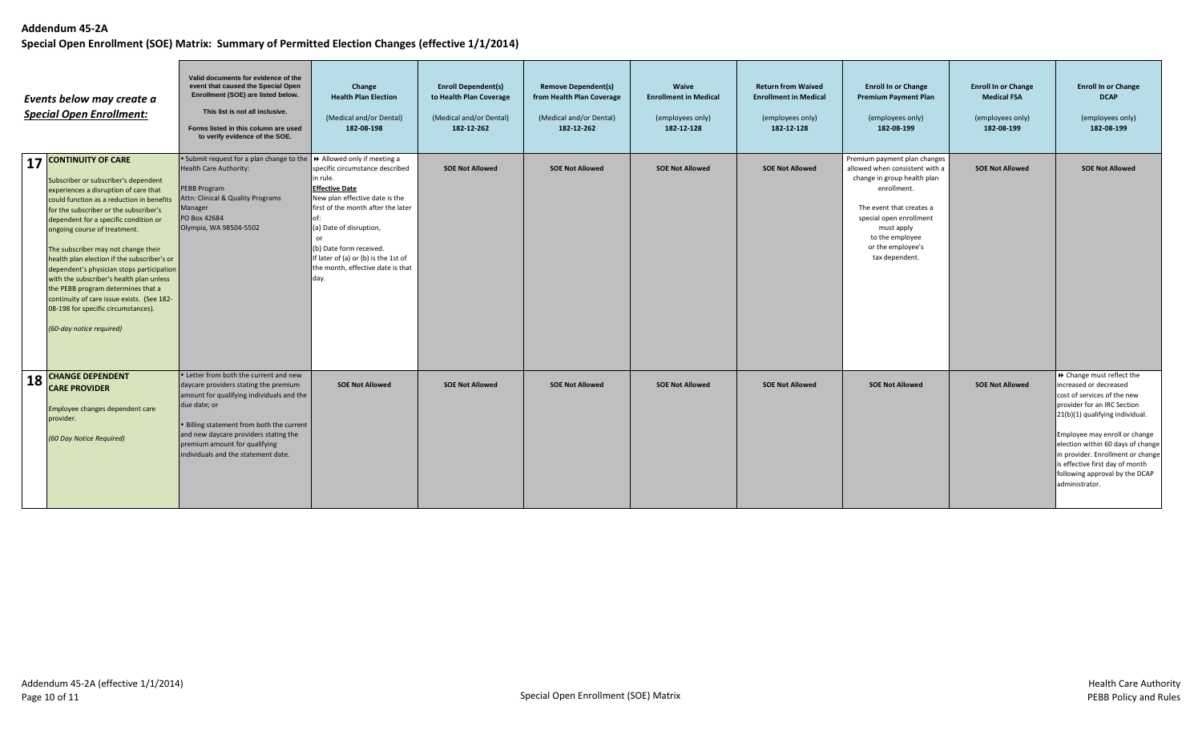**Addendum 45-2A**

**Special Open Enrollment (SOE) Matrix: Summary of Permitted Election Changes (effective 1/1/2014)**

| | *Events below may create a Special Open Enrollment:* | Valid documents for evidence of the event that caused the Special Open Enrollment (SOE) are listed below. This list is not all inclusive. Forms listed in this column are used to verify evidence of the SOE. | **Change Health Plan Election** (Medical and/or Dental) **182-08-198** | **Enroll Dependent(s) to Health Plan Coverage** (Medical and/or Dental) **182-12-262** | **Remove Dependent(s) from Health Plan Coverage** (Medical and/or Dental) **182-12-262** | **Waive Enrollment in Medical** (employees only) **182-12-128** | **Return from Waived Enrollment in Medical** (employees only) **182-12-128** | **Enroll In or Change Premium Payment Plan** (employees only) **182-08-199** | **Enroll In or Change Medical FSA** (employees only) **182-08-199** | **Enroll In or Change DCAP** (employees only) **182-08-199** |
|---|---|---|---|---|---|---|---|---|---|---|
| **17** | **CONTINUITY OF CARE** Subscriber or subscriber's dependent experiences a disruption of care that could function as a reduction in benefits for the subscriber or the subscriber's dependent for a specific condition or ongoing course of treatment. The subscriber may not change their health plan election if the subscriber's or dependent's physician stops participation with the subscriber's health plan unless the PEBB program determines that a continuity of care issue exists. (See 182-08-198 for specific circumstances). *(60-day notice required)* | • Submit request for a plan change to the Health Care Authority: PEBB Program Attn: Clinical & Quality Programs Manager PO Box 42684 Olympia, WA 98504-5502 | ⏩ Allowed only if meeting a specific circumstance described in rule. **Effective Date** New plan effective date is the first of the month after the later of: (a) Date of disruption, or (b) Date form received. If later of (a) or (b) is the 1st of the month, effective date is that day. | **SOE Not Allowed** | **SOE Not Allowed** | **SOE Not Allowed** | **SOE Not Allowed** | Premium payment plan changes allowed when consistent with a change in group health plan enrollment. The event that creates a special open enrollment must apply to the employee or the employee's tax dependent. | **SOE Not Allowed** | **SOE Not Allowed** |
| **18** | **CHANGE DEPENDENT CARE PROVIDER** Employee changes dependent care provider. *(60 Day Notice Required)* | • Letter from both the current and new daycare providers stating the premium amount for qualifying individuals and the due date; or • Billing statement from both the current and new daycare providers stating the premium amount for qualifying individuals and the statement date. | **SOE Not Allowed** | **SOE Not Allowed** | **SOE Not Allowed** | **SOE Not Allowed** | **SOE Not Allowed** | **SOE Not Allowed** | **SOE Not Allowed** | ⏩ Change must reflect the increased or decreased cost of services of the new provider for an IRC Section 21(b)(1) qualifying individual. Employee may enroll or change election within 60 days of change in provider. Enrollment or change is effective first day of month following approval by the DCAP administrator. |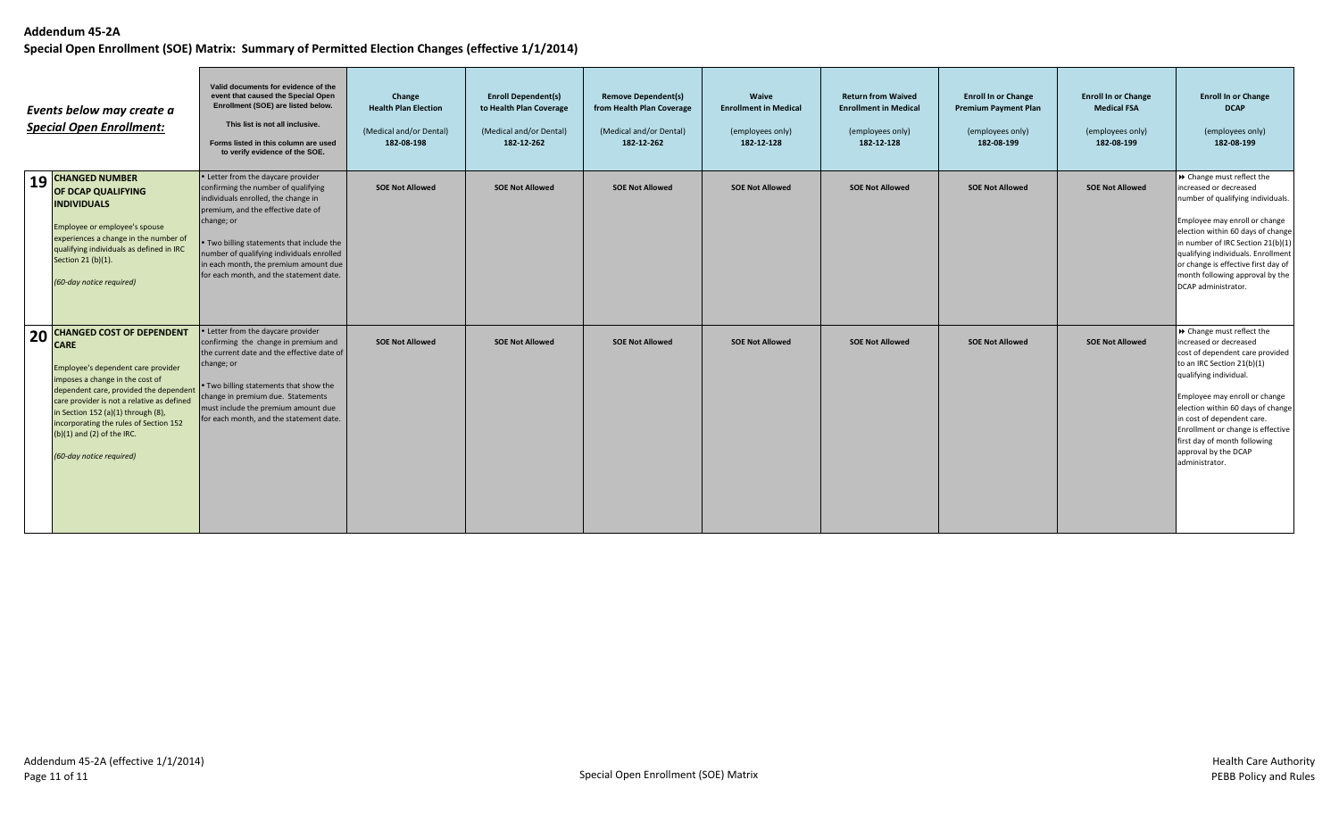**Addendum 45-2A**

**Special Open Enrollment (SOE) Matrix: Summary of Permitted Election Changes (effective 1/1/2014)**

| | *Events below may create a Special Open Enrollment:* | Valid documents for evidence of the event that caused the Special Open Enrollment (SOE) are listed below. This list is not all inclusive. Forms listed in this column are used to verify evidence of the SOE. | Change Health Plan Election (Medical and/or Dental) 182-08-198 | Enroll Dependent(s) to Health Plan Coverage (Medical and/or Dental) 182-12-262 | Remove Dependent(s) from Health Plan Coverage (Medical and/or Dental) 182-12-262 | Waive Enrollment in Medical (employees only) 182-12-128 | Return from Waived Enrollment in Medical (employees only) 182-12-128 | Enroll In or Change Premium Payment Plan (employees only) 182-08-199 | Enroll In or Change Medical FSA (employees only) 182-08-199 | Enroll In or Change DCAP (employees only) 182-08-199 |
|---|---|---|---|---|---|---|---|---|---|---|
| **19** | **CHANGED NUMBER OF DCAP QUALIFYING INDIVIDUALS** Employee or employee's spouse experiences a change in the number of qualifying individuals as defined in IRC Section 21 (b)(1). *(60-day notice required)* | • Letter from the daycare provider confirming the number of qualifying individuals enrolled, the change in premium, and the effective date of change; or • Two billing statements that include the number of qualifying individuals enrolled in each month, the premium amount due for each month, and the statement date. | **SOE Not Allowed** | **SOE Not Allowed** | **SOE Not Allowed** | **SOE Not Allowed** | **SOE Not Allowed** | **SOE Not Allowed** | **SOE Not Allowed** | ⏩ Change must reflect the increased or decreased number of qualifying individuals. Employee may enroll or change election within 60 days of change in number of IRC Section 21(b)(1) qualifying individuals. Enrollment or change is effective first day of month following approval by the DCAP administrator. |
| **20** | **CHANGED COST OF DEPENDENT CARE** Employee's dependent care provider imposes a change in the cost of dependent care, provided the dependent care provider is not a relative as defined in Section 152 (a)(1) through (8), incorporating the rules of Section 152 (b)(1) and (2) of the IRC. *(60-day notice required)* | • Letter from the daycare provider confirming the change in premium and the current date and the effective date of change; or • Two billing statements that show the change in premium due. Statements must include the premium amount due for each month, and the statement date. | **SOE Not Allowed** | **SOE Not Allowed** | **SOE Not Allowed** | **SOE Not Allowed** | **SOE Not Allowed** | **SOE Not Allowed** | **SOE Not Allowed** | ⏩ Change must reflect the increased or decreased cost of dependent care provided to an IRC Section 21(b)(1) qualifying individual. Employee may enroll or change election within 60 days of change in cost of dependent care. Enrollment or change is effective first day of month following approval by the DCAP administrator. |